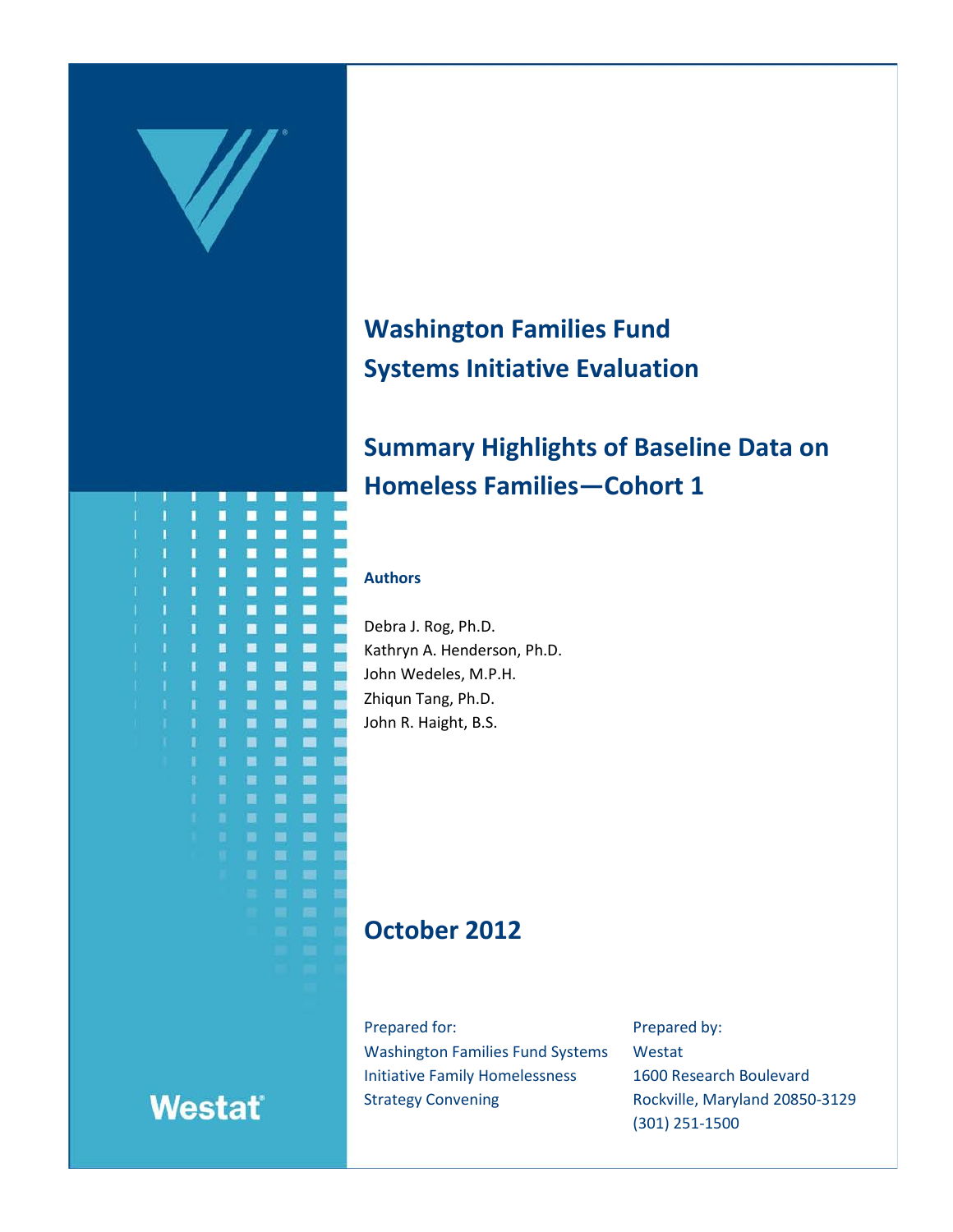# Washington Families Fund Systems Initiative Evaluation

## Summary Highlights of Baseline Data on Homeless Families—Cohort 1

**Authors**

Debra J. Rog, Ph.D.
Kathryn A. Henderson, Ph.D.
John Wedeles, M.P.H.
Zhiqun Tang, Ph.D.
John R. Haight, B.S.

## October 2012

Prepared for:
Washington Families Fund Systems Initiative Family Homelessness Strategy Convening

Prepared by:
Westat
1600 Research Boulevard
Rockville, Maryland 20850-3129
(301) 251-1500

Westat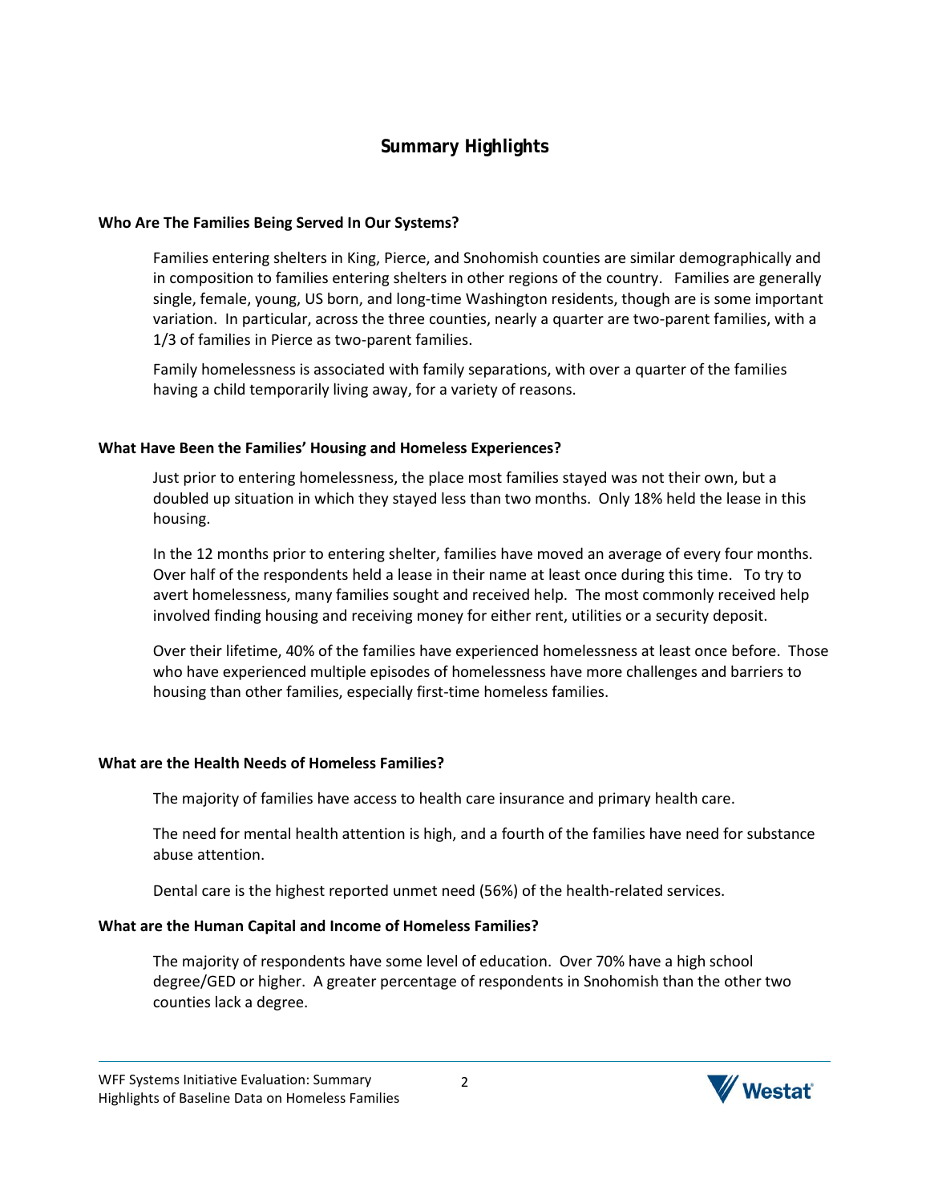## Summary Highlights

### Who Are The Families Being Served In Our Systems?

Families entering shelters in King, Pierce, and Snohomish counties are similar demographically and in composition to families entering shelters in other regions of the country. Families are generally single, female, young, US born, and long-time Washington residents, though are is some important variation. In particular, across the three counties, nearly a quarter are two-parent families, with a 1/3 of families in Pierce as two-parent families.

Family homelessness is associated with family separations, with over a quarter of the families having a child temporarily living away, for a variety of reasons.

### What Have Been the Families' Housing and Homeless Experiences?

Just prior to entering homelessness, the place most families stayed was not their own, but a doubled up situation in which they stayed less than two months. Only 18% held the lease in this housing.

In the 12 months prior to entering shelter, families have moved an average of every four months. Over half of the respondents held a lease in their name at least once during this time. To try to avert homelessness, many families sought and received help. The most commonly received help involved finding housing and receiving money for either rent, utilities or a security deposit.

Over their lifetime, 40% of the families have experienced homelessness at least once before. Those who have experienced multiple episodes of homelessness have more challenges and barriers to housing than other families, especially first-time homeless families.

### What are the Health Needs of Homeless Families?

The majority of families have access to health care insurance and primary health care.

The need for mental health attention is high, and a fourth of the families have need for substance abuse attention.

Dental care is the highest reported unmet need (56%) of the health-related services.

### What are the Human Capital and Income of Homeless Families?

The majority of respondents have some level of education. Over 70% have a high school degree/GED or higher. A greater percentage of respondents in Snohomish than the other two counties lack a degree.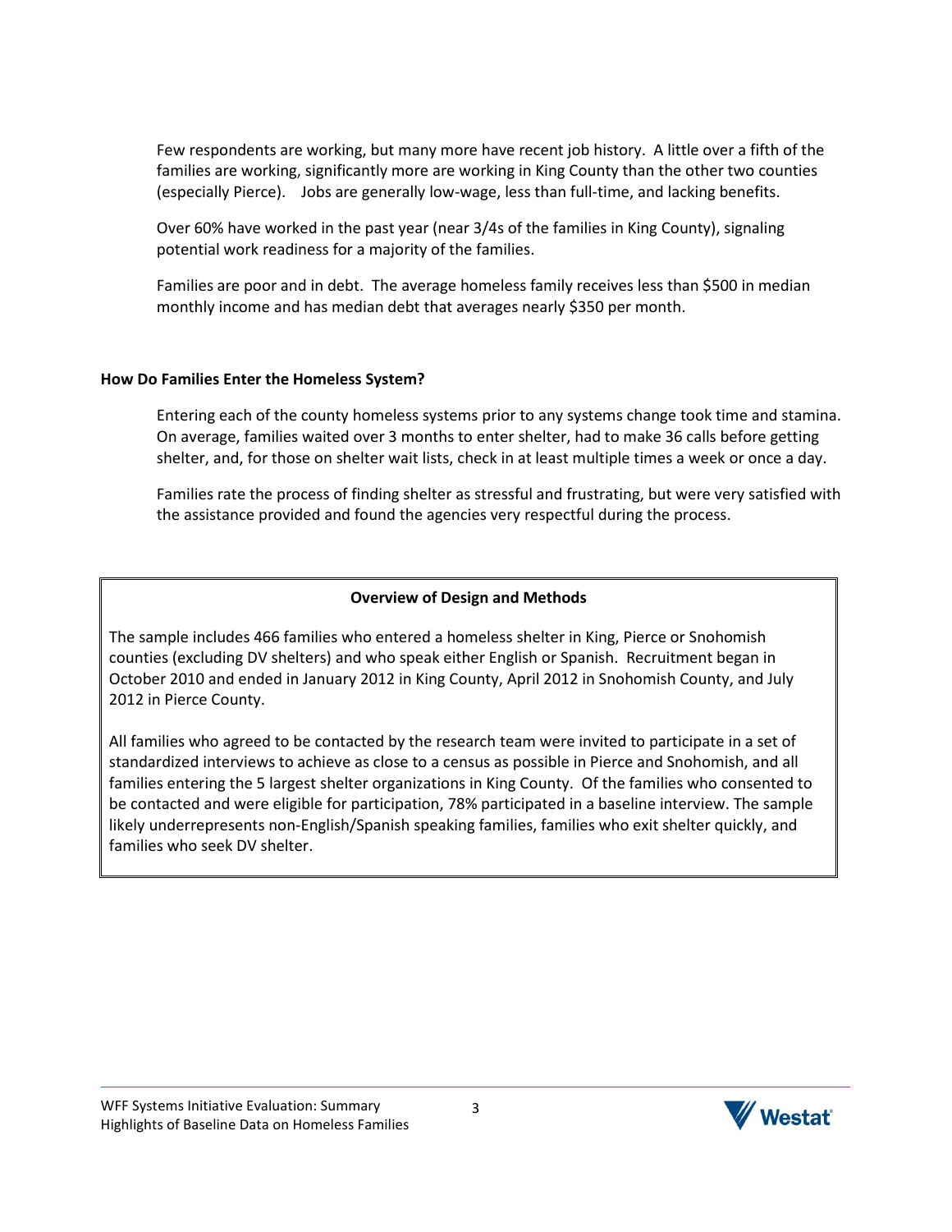Few respondents are working, but many more have recent job history. A little over a fifth of the families are working, significantly more are working in King County than the other two counties (especially Pierce). Jobs are generally low-wage, less than full-time, and lacking benefits.

Over 60% have worked in the past year (near 3/4s of the families in King County), signaling potential work readiness for a majority of the families.

Families are poor and in debt. The average homeless family receives less than $500 in median monthly income and has median debt that averages nearly $350 per month.

**How Do Families Enter the Homeless System?**

Entering each of the county homeless systems prior to any systems change took time and stamina. On average, families waited over 3 months to enter shelter, had to make 36 calls before getting shelter, and, for those on shelter wait lists, check in at least multiple times a week or once a day.

Families rate the process of finding shelter as stressful and frustrating, but were very satisfied with the assistance provided and found the agencies very respectful during the process.

**Overview of Design and Methods**

The sample includes 466 families who entered a homeless shelter in King, Pierce or Snohomish counties (excluding DV shelters) and who speak either English or Spanish. Recruitment began in October 2010 and ended in January 2012 in King County, April 2012 in Snohomish County, and July 2012 in Pierce County.

All families who agreed to be contacted by the research team were invited to participate in a set of standardized interviews to achieve as close to a census as possible in Pierce and Snohomish, and all families entering the 5 largest shelter organizations in King County. Of the families who consented to be contacted and were eligible for participation, 78% participated in a baseline interview. The sample likely underrepresents non-English/Spanish speaking families, families who exit shelter quickly, and families who seek DV shelter.